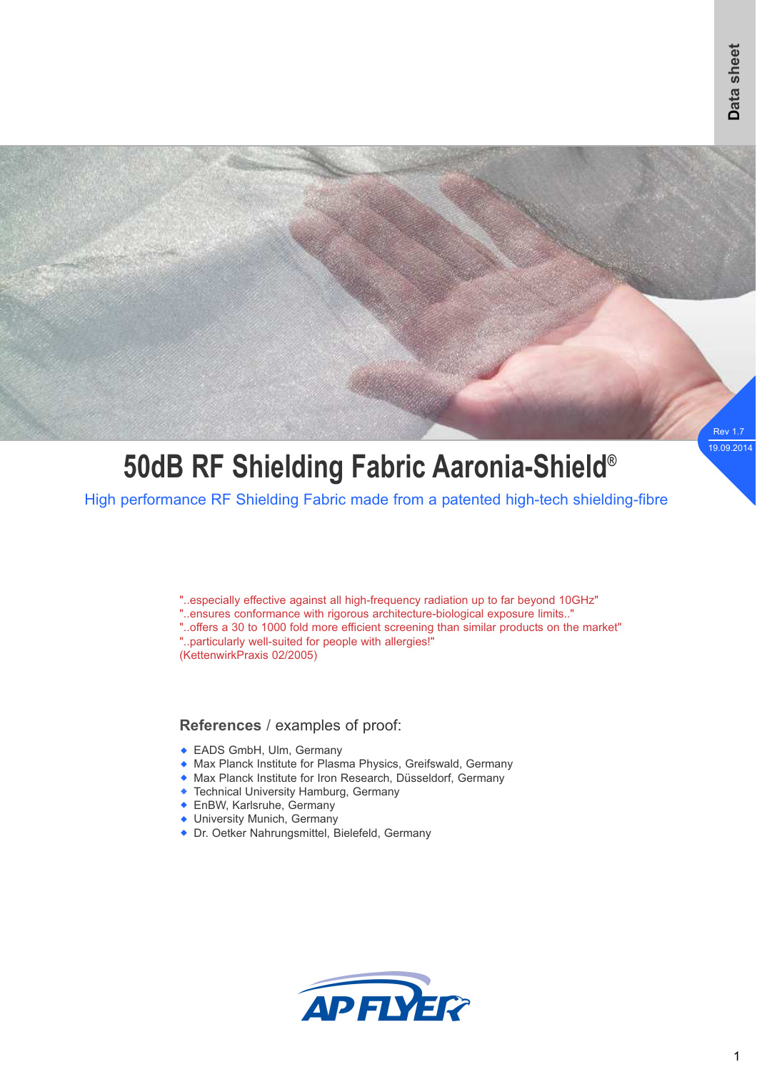Data sheet

Rev 1.7
19.09.2014

# 50dB RF Shielding Fabric Aaronia-Shield®

High performance RF Shielding Fabric made from a patented high-tech shielding-fibre

"..especially effective against all high-frequency radiation up to far beyond 10GHz"
"..ensures conformance with rigorous architecture-biological exposure limits.."
"..offers a 30 to 1000 fold more efficient screening than similar products on the market"
"..particularly well-suited for people with allergies!"
(KettenwirkPraxis 02/2005)

**References** / examples of proof:

- EADS GmbH, Ulm, Germany
- Max Planck Institute for Plasma Physics, Greifswald, Germany
- Max Planck Institute for Iron Research, Düsseldorf, Germany
- Technical University Hamburg, Germany
- EnBW, Karlsruhe, Germany
- University Munich, Germany
- Dr. Oetker Nahrungsmittel, Bielefeld, Germany

AP FLYER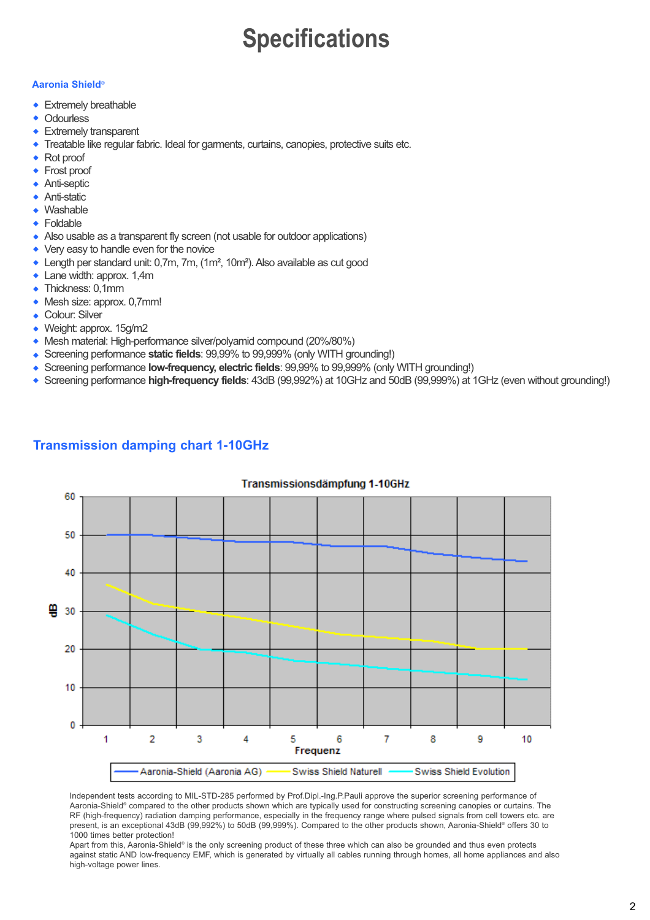# Specifications

**Aaronia Shield®**

- Extremely breathable
- Odourless
- Extremely transparent
- Treatable like regular fabric. Ideal for garments, curtains, canopies, protective suits etc.
- Rot proof
- Frost proof
- Anti-septic
- Anti-static
- Washable
- Foldable
- Also usable as a transparent fly screen (not usable for outdoor applications)
- Very easy to handle even for the novice
- Length per standard unit: 0,7m, 7m, (1m², 10m²). Also available as cut good
- Lane width: approx. 1,4m
- Thickness: 0,1mm
- Mesh size: approx. 0,7mm!
- Colour: Silver
- Weight: approx. 15g/m2
- Mesh material: High-performance silver/polyamid compound (20%/80%)
- Screening performance **static fields**: 99,99% to 99,999% (only WITH grounding!)
- Screening performance **low-frequency, electric fields**: 99,99% to 99,999% (only WITH grounding!)
- Screening performance **high-frequency fields**: 43dB (99,992%) at 10GHz and 50dB (99,999%) at 1GHz (even without grounding!)

## Transmission damping chart 1-10GHz

Transmissionsdämpfung 1-10GHz

Legend: Aaronia-Shield (Aaronia AG), Swiss Shield Naturell, Swiss Shield Evolution

Independent tests according to MIL-STD-285 performed by Prof.Dipl.-Ing.P.Pauli approve the superior screening performance of Aaronia-Shield® compared to the other products shown which are typically used for constructing screening canopies or curtains. The RF (high-frequency) radiation damping performance, especially in the frequency range where pulsed signals from cell towers etc. are present, is an exceptional 43dB (99,992%) to 50dB (99,999%). Compared to the other products shown, Aaronia-Shield® offers 30 to 1000 times better protection!

Apart from this, Aaronia-Shield® is the only screening product of these three which can also be grounded and thus even protects against static AND low-frequency EMF, which is generated by virtually all cables running through homes, all home appliances and also high-voltage power lines.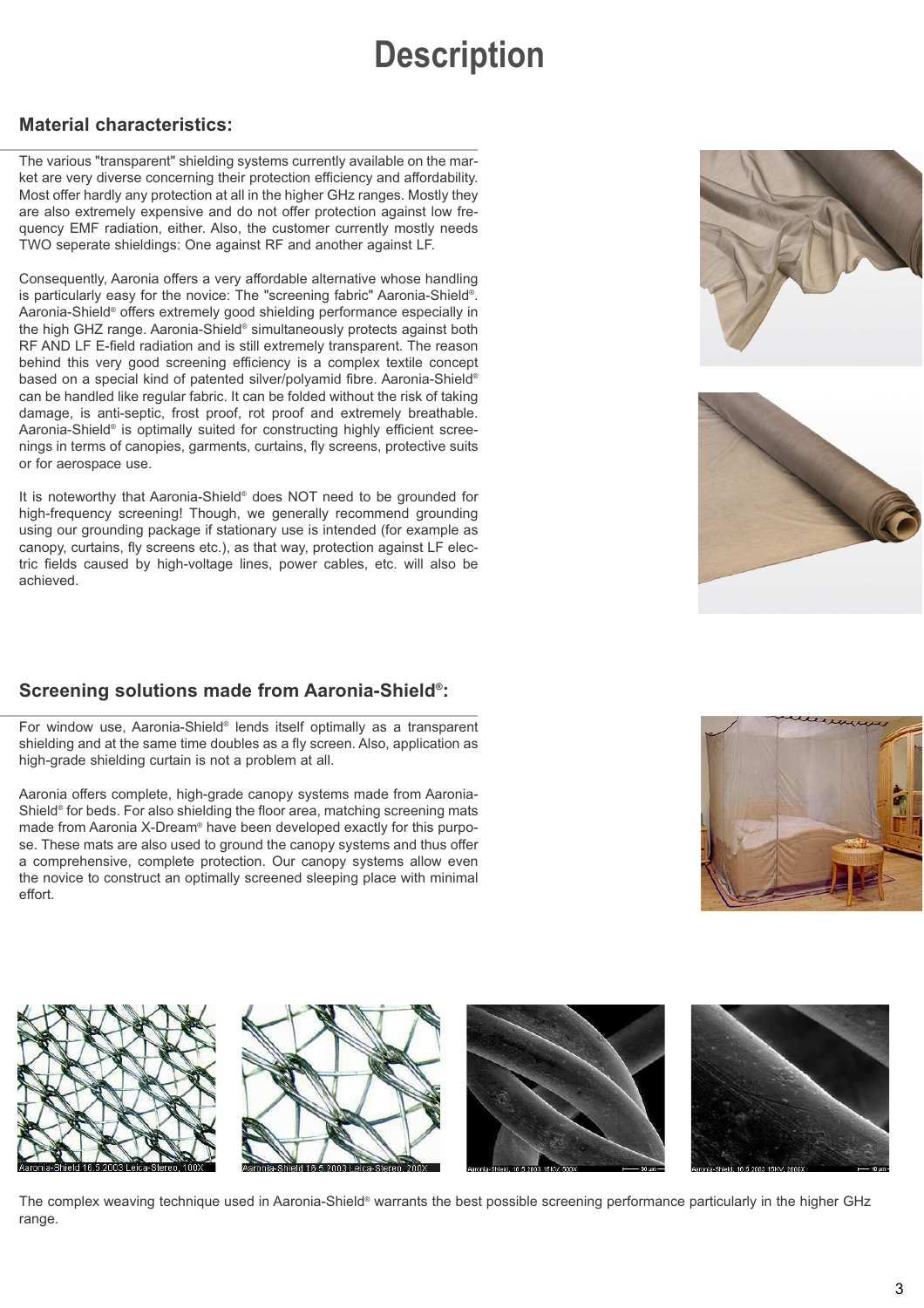# Description

## Material characteristics:

The various "transparent" shielding systems currently available on the market are very diverse concerning their protection efficiency and affordability. Most offer hardly any protection at all in the higher GHz ranges. Mostly they are also extremely expensive and do not offer protection against low frequency EMF radiation, either. Also, the customer currently mostly needs TWO seperate shieldings: One against RF and another against LF.

Consequently, Aaronia offers a very affordable alternative whose handling is particularly easy for the novice: The "screening fabric" Aaronia-Shield®. Aaronia-Shield® offers extremely good shielding performance especially in the high GHZ range. Aaronia-Shield® simultaneously protects against both RF AND LF E-field radiation and is still extremely transparent. The reason behind this very good screening efficiency is a complex textile concept based on a special kind of patented silver/polyamid fibre. Aaronia-Shield® can be handled like regular fabric. It can be folded without the risk of taking damage, is anti-septic, frost proof, rot proof and extremely breathable. Aaronia-Shield® is optimally suited for constructing highly efficient screenings in terms of canopies, garments, curtains, fly screens, protective suits or for aerospace use.

It is noteworthy that Aaronia-Shield® does NOT need to be grounded for high-frequency screening! Though, we generally recommend grounding using our grounding package if stationary use is intended (for example as canopy, curtains, fly screens etc.), as that way, protection against LF electric fields caused by high-voltage lines, power cables, etc. will also be achieved.

## Screening solutions made from Aaronia-Shield®:

For window use, Aaronia-Shield® lends itself optimally as a transparent shielding and at the same time doubles as a fly screen. Also, application as high-grade shielding curtain is not a problem at all.

Aaronia offers complete, high-grade canopy systems made from Aaronia-Shield® for beds. For also shielding the floor area, matching screening mats made from Aaronia X-Dream® have been developed exactly for this purpose. These mats are also used to ground the canopy systems and thus offer a comprehensive, complete protection. Our canopy systems allow even the novice to construct an optimally screened sleeping place with minimal effort.

The complex weaving technique used in Aaronia-Shield® warrants the best possible screening performance particularly in the higher GHz range.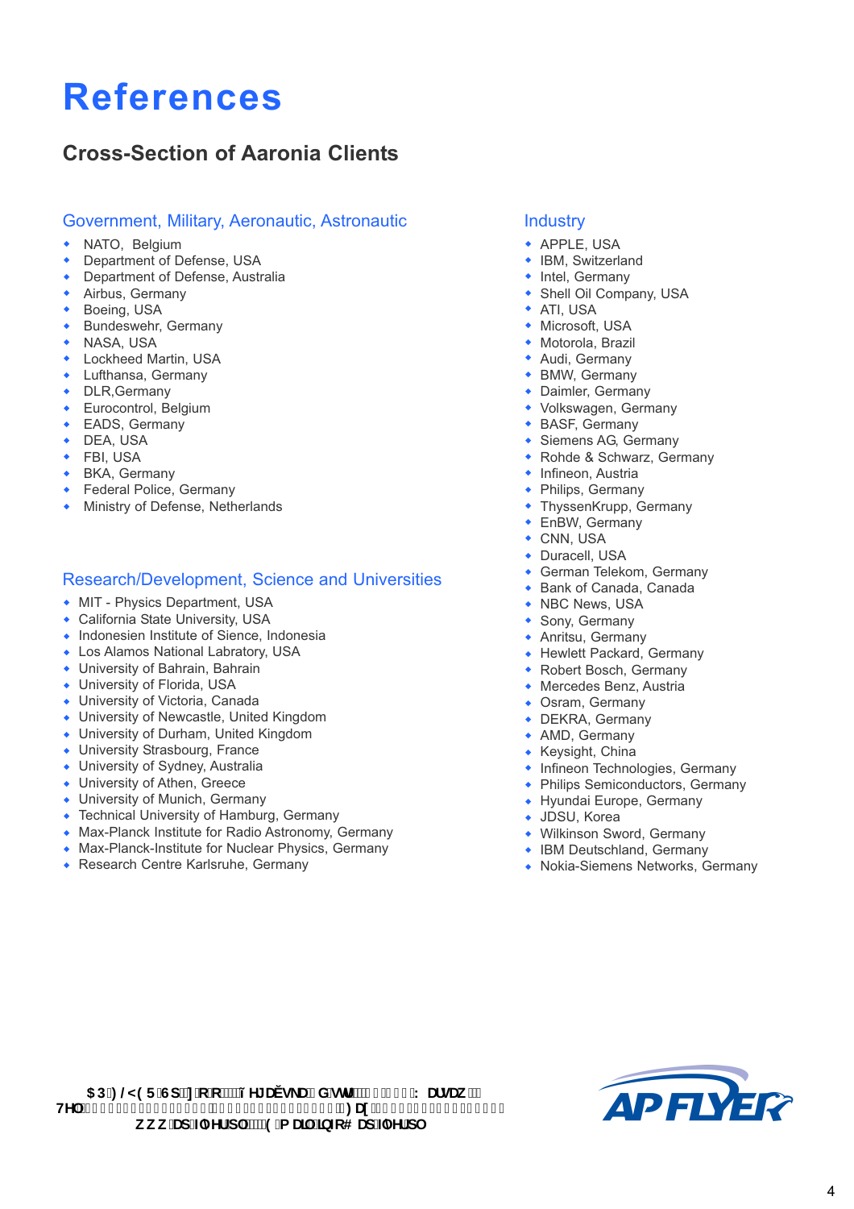# References

## Cross-Section of Aaronia Clients

### Government, Military, Aeronautic, Astronautic

- NATO, Belgium
- Department of Defense, USA
- Department of Defense, Australia
- Airbus, Germany
- Boeing, USA
- Bundeswehr, Germany
- NASA, USA
- Lockheed Martin, USA
- Lufthansa, Germany
- DLR,Germany
- Eurocontrol, Belgium
- EADS, Germany
- DEA, USA
- FBI, USA
- BKA, Germany
- Federal Police, Germany
- Ministry of Defense, Netherlands

### Research/Development, Science and Universities

- MIT - Physics Department, USA
- California State University, USA
- Indonesien Institute of Sience, Indonesia
- Los Alamos National Labratory, USA
- University of Bahrain, Bahrain
- University of Florida, USA
- University of Victoria, Canada
- University of Newcastle, United Kingdom
- University of Durham, United Kingdom
- University Strasbourg, France
- University of Sydney, Australia
- University of Athen, Greece
- University of Munich, Germany
- Technical University of Hamburg, Germany
- Max-Planck Institute for Radio Astronomy, Germany
- Max-Planck-Institute for Nuclear Physics, Germany
- Research Centre Karlsruhe, Germany

### Industry

- APPLE, USA
- IBM, Switzerland
- Intel, Germany
- Shell Oil Company, USA
- ATI, USA
- Microsoft, USA
- Motorola, Brazil
- Audi, Germany
- BMW, Germany
- Daimler, Germany
- Volkswagen, Germany
- BASF, Germany
- Siemens AG, Germany
- Rohde & Schwarz, Germany
- Infineon, Austria
- Philips, Germany
- ThyssenKrupp, Germany
- EnBW, Germany
- CNN, USA
- Duracell, USA
- German Telekom, Germany
- Bank of Canada, Canada
- NBC News, USA
- Sony, Germany
- Anritsu, Germany
- Hewlett Packard, Germany
- Robert Bosch, Germany
- Mercedes Benz, Austria
- Osram, Germany
- DEKRA, Germany
- AMD, Germany
- Keysight, China
- Infineon Technologies, Germany
- Philips Semiconductors, Germany
- Hyundai Europe, Germany
- JDSU, Korea
- Wilkinson Sword, Germany
- IBM Deutschland, Germany
- Nokia-Siemens Networks, Germany